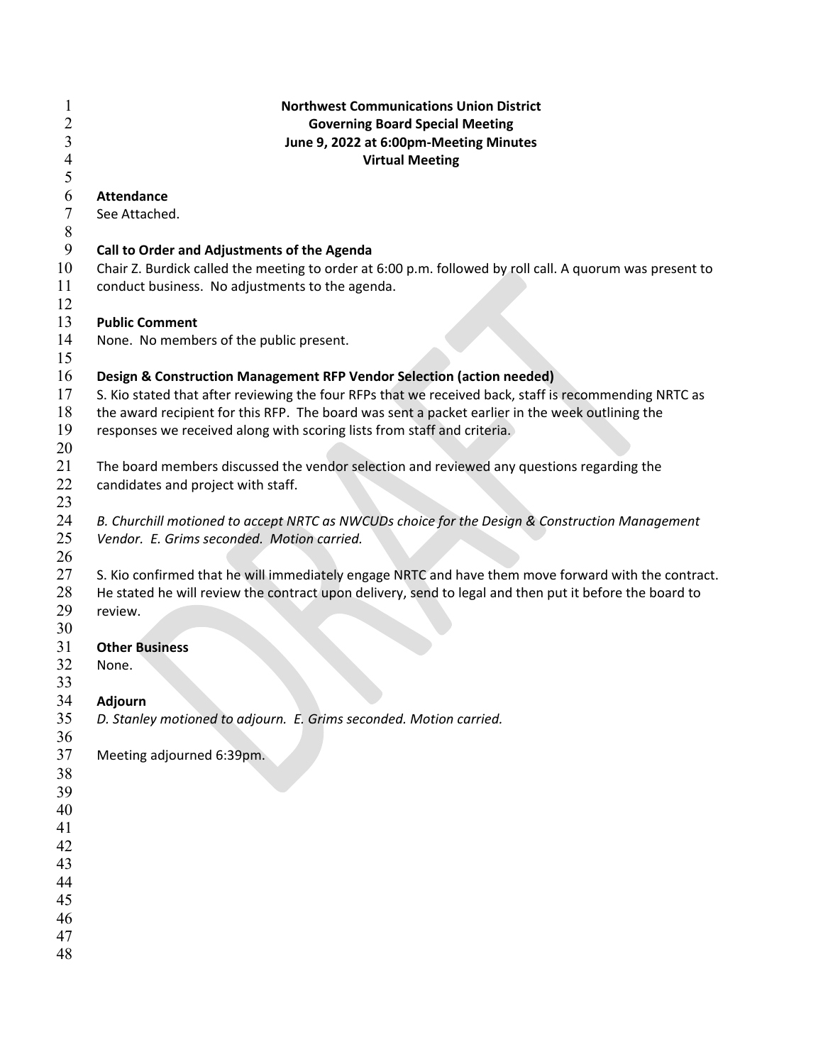**Northwest Communications Union District**
**Governing Board Special Meeting**
**June 9, 2022 at 6:00pm-Meeting Minutes**
**Virtual Meeting**

**Attendance**
See Attached.

**Call to Order and Adjustments of the Agenda**
Chair Z. Burdick called the meeting to order at 6:00 p.m. followed by roll call. A quorum was present to conduct business. No adjustments to the agenda.

**Public Comment**
None. No members of the public present.

**Design & Construction Management RFP Vendor Selection (action needed)**
S. Kio stated that after reviewing the four RFPs that we received back, staff is recommending NRTC as the award recipient for this RFP. The board was sent a packet earlier in the week outlining the responses we received along with scoring lists from staff and criteria.

The board members discussed the vendor selection and reviewed any questions regarding the candidates and project with staff.

*B. Churchill motioned to accept NRTC as NWCUDs choice for the Design & Construction Management Vendor. E. Grims seconded. Motion carried.*

S. Kio confirmed that he will immediately engage NRTC and have them move forward with the contract. He stated he will review the contract upon delivery, send to legal and then put it before the board to review.

**Other Business**
None.

**Adjourn**
*D. Stanley motioned to adjourn. E. Grims seconded. Motion carried.*

Meeting adjourned 6:39pm.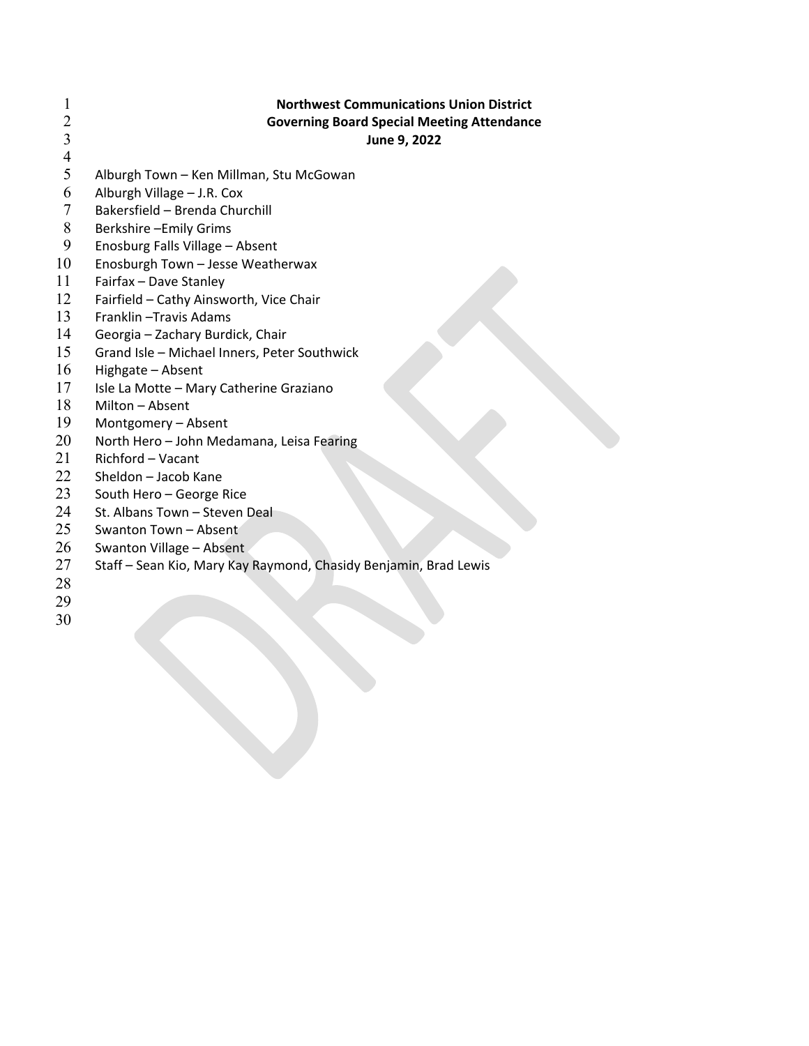**Northwest Communications Union District**
**Governing Board Special Meeting Attendance**
**June 9, 2022**

Alburgh Town – Ken Millman, Stu McGowan
Alburgh Village – J.R. Cox
Bakersfield – Brenda Churchill
Berkshire –Emily Grims
Enosburg Falls Village – Absent
Enosburgh Town – Jesse Weatherwax
Fairfax – Dave Stanley
Fairfield – Cathy Ainsworth, Vice Chair
Franklin –Travis Adams
Georgia – Zachary Burdick, Chair
Grand Isle – Michael Inners, Peter Southwick
Highgate – Absent
Isle La Motte – Mary Catherine Graziano
Milton – Absent
Montgomery – Absent
North Hero – John Medamana, Leisa Fearing
Richford – Vacant
Sheldon – Jacob Kane
South Hero – George Rice
St. Albans Town – Steven Deal
Swanton Town – Absent
Swanton Village – Absent
Staff – Sean Kio, Mary Kay Raymond, Chasidy Benjamin, Brad Lewis